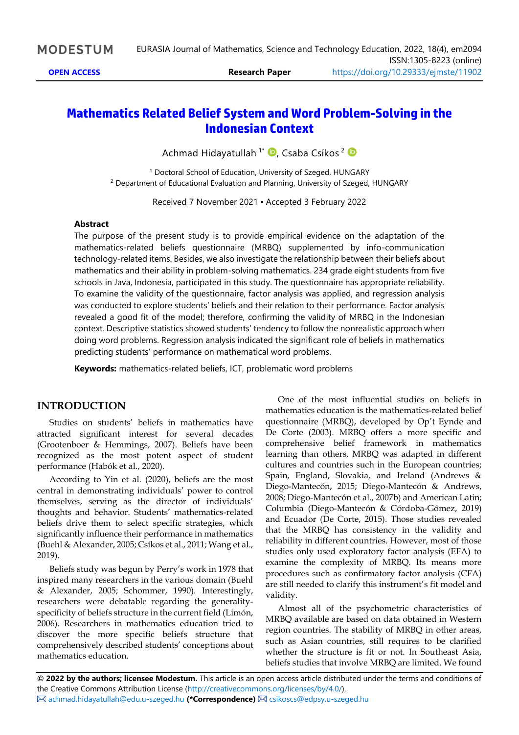# Mathematics Related Belief System and Word Problem-Solving in the Indonesian Context

Achmad Hidayatullah [1*], Csaba Csíkos [2]

[1] Doctoral School of Education, University of Szeged, HUNGARY
[2] Department of Educational Evaluation and Planning, University of Szeged, HUNGARY

Received 7 November 2021 ▪ Accepted 3 February 2022

### Abstract

The purpose of the present study is to provide empirical evidence on the adaptation of the mathematics-related beliefs questionnaire (MRBQ) supplemented by info-communication technology-related items. Besides, we also investigate the relationship between their beliefs about mathematics and their ability in problem-solving mathematics. 234 grade eight students from five schools in Java, Indonesia, participated in this study. The questionnaire has appropriate reliability. To examine the validity of the questionnaire, factor analysis was applied, and regression analysis was conducted to explore students' beliefs and their relation to their performance. Factor analysis revealed a good fit of the model; therefore, confirming the validity of MRBQ in the Indonesian context. Descriptive statistics showed students' tendency to follow the nonrealistic approach when doing word problems. Regression analysis indicated the significant role of beliefs in mathematics predicting students' performance on mathematical word problems.

**Keywords:** mathematics-related beliefs, ICT, problematic word problems

## INTRODUCTION

Studies on students' beliefs in mathematics have attracted significant interest for several decades (Grootenboer & Hemmings, 2007). Beliefs have been recognized as the most potent aspect of student performance (Habók et al., 2020).

According to Yin et al. (2020), beliefs are the most central in demonstrating individuals' power to control themselves, serving as the director of individuals' thoughts and behavior. Students' mathematics-related beliefs drive them to select specific strategies, which significantly influence their performance in mathematics (Buehl & Alexander, 2005; Csíkos et al., 2011; Wang et al., 2019).

Beliefs study was begun by Perry's work in 1978 that inspired many researchers in the various domain (Buehl & Alexander, 2005; Schommer, 1990). Interestingly, researchers were debatable regarding the generality-specificity of beliefs structure in the current field (Limón, 2006). Researchers in mathematics education tried to discover the more specific beliefs structure that comprehensively described students' conceptions about mathematics education.

One of the most influential studies on beliefs in mathematics education is the mathematics-related belief questionnaire (MRBQ), developed by Op't Eynde and De Corte (2003). MRBQ offers a more specific and comprehensive belief framework in mathematics learning than others. MRBQ was adapted in different cultures and countries such in the European countries; Spain, England, Slovakia, and Ireland (Andrews & Diego-Mantecón, 2015; Diego-Mantecón & Andrews, 2008; Diego-Mantecón et al., 2007b) and American Latin; Columbia (Diego-Mantecón & Córdoba-Gómez, 2019) and Ecuador (De Corte, 2015). Those studies revealed that the MRBQ has consistency in the validity and reliability in different countries. However, most of those studies only used exploratory factor analysis (EFA) to examine the complexity of MRBQ. Its means more procedures such as confirmatory factor analysis (CFA) are still needed to clarify this instrument's fit model and validity.

Almost all of the psychometric characteristics of MRBQ available are based on data obtained in Western region countries. The stability of MRBQ in other areas, such as Asian countries, still requires to be clarified whether the structure is fit or not. In Southeast Asia, beliefs studies that involve MRBQ are limited. We found

**© 2022 by the authors; licensee Modestum.** This article is an open access article distributed under the terms and conditions of the Creative Commons Attribution License (http://creativecommons.org/licenses/by/4.0/).
✉ achmad.hidayatullah@edu.u-szeged.hu **(*Correspondence)** ✉ csikoscs@edpsy.u-szeged.hu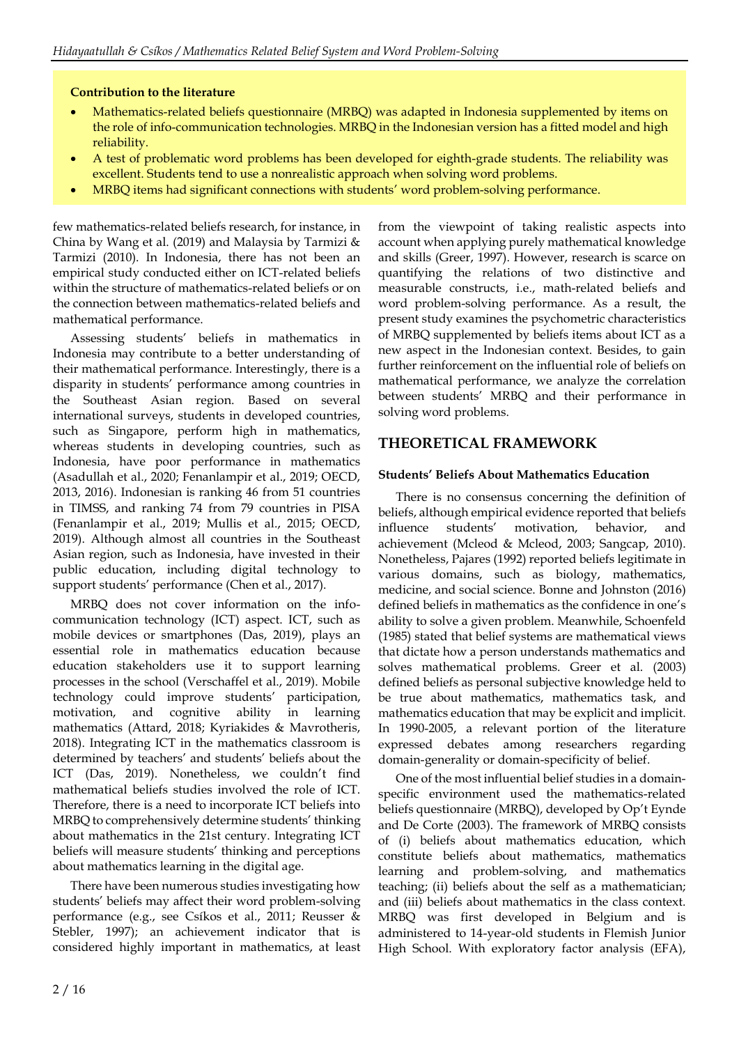**Contribution to the literature**

- Mathematics-related beliefs questionnaire (MRBQ) was adapted in Indonesia supplemented by items on the role of info-communication technologies. MRBQ in the Indonesian version has a fitted model and high reliability.
- A test of problematic word problems has been developed for eighth-grade students. The reliability was excellent. Students tend to use a nonrealistic approach when solving word problems.
- MRBQ items had significant connections with students' word problem-solving performance.

few mathematics-related beliefs research, for instance, in China by Wang et al. (2019) and Malaysia by Tarmizi & Tarmizi (2010). In Indonesia, there has not been an empirical study conducted either on ICT-related beliefs within the structure of mathematics-related beliefs or on the connection between mathematics-related beliefs and mathematical performance.

Assessing students' beliefs in mathematics in Indonesia may contribute to a better understanding of their mathematical performance. Interestingly, there is a disparity in students' performance among countries in the Southeast Asian region. Based on several international surveys, students in developed countries, such as Singapore, perform high in mathematics, whereas students in developing countries, such as Indonesia, have poor performance in mathematics (Asadullah et al., 2020; Fenanlampir et al., 2019; OECD, 2013, 2016). Indonesian is ranking 46 from 51 countries in TIMSS, and ranking 74 from 79 countries in PISA (Fenanlampir et al., 2019; Mullis et al., 2015; OECD, 2019). Although almost all countries in the Southeast Asian region, such as Indonesia, have invested in their public education, including digital technology to support students' performance (Chen et al., 2017).

MRBQ does not cover information on the info-communication technology (ICT) aspect. ICT, such as mobile devices or smartphones (Das, 2019), plays an essential role in mathematics education because education stakeholders use it to support learning processes in the school (Verschaffel et al., 2019). Mobile technology could improve students' participation, motivation, and cognitive ability in learning mathematics (Attard, 2018; Kyriakides & Mavrotheris, 2018). Integrating ICT in the mathematics classroom is determined by teachers' and students' beliefs about the ICT (Das, 2019). Nonetheless, we couldn't find mathematical beliefs studies involved the role of ICT. Therefore, there is a need to incorporate ICT beliefs into MRBQ to comprehensively determine students' thinking about mathematics in the 21st century. Integrating ICT beliefs will measure students' thinking and perceptions about mathematics learning in the digital age.

There have been numerous studies investigating how students' beliefs may affect their word problem-solving performance (e.g., see Csíkos et al., 2011; Reusser & Stebler, 1997); an achievement indicator that is considered highly important in mathematics, at least from the viewpoint of taking realistic aspects into account when applying purely mathematical knowledge and skills (Greer, 1997). However, research is scarce on quantifying the relations of two distinctive and measurable constructs, i.e., math-related beliefs and word problem-solving performance. As a result, the present study examines the psychometric characteristics of MRBQ supplemented by beliefs items about ICT as a new aspect in the Indonesian context. Besides, to gain further reinforcement on the influential role of beliefs on mathematical performance, we analyze the correlation between students' MRBQ and their performance in solving word problems.

## THEORETICAL FRAMEWORK

### Students' Beliefs About Mathematics Education

There is no consensus concerning the definition of beliefs, although empirical evidence reported that beliefs influence students' motivation, behavior, and achievement (Mcleod & Mcleod, 2003; Sangcap, 2010). Nonetheless, Pajares (1992) reported beliefs legitimate in various domains, such as biology, mathematics, medicine, and social science. Bonne and Johnston (2016) defined beliefs in mathematics as the confidence in one's ability to solve a given problem. Meanwhile, Schoenfeld (1985) stated that belief systems are mathematical views that dictate how a person understands mathematics and solves mathematical problems. Greer et al. (2003) defined beliefs as personal subjective knowledge held to be true about mathematics, mathematics task, and mathematics education that may be explicit and implicit. In 1990-2005, a relevant portion of the literature expressed debates among researchers regarding domain-generality or domain-specificity of belief.

One of the most influential belief studies in a domain-specific environment used the mathematics-related beliefs questionnaire (MRBQ), developed by Op't Eynde and De Corte (2003). The framework of MRBQ consists of (i) beliefs about mathematics education, which constitute beliefs about mathematics, mathematics learning and problem-solving, and mathematics teaching; (ii) beliefs about the self as a mathematician; and (iii) beliefs about mathematics in the class context. MRBQ was first developed in Belgium and is administered to 14-year-old students in Flemish Junior High School. With exploratory factor analysis (EFA),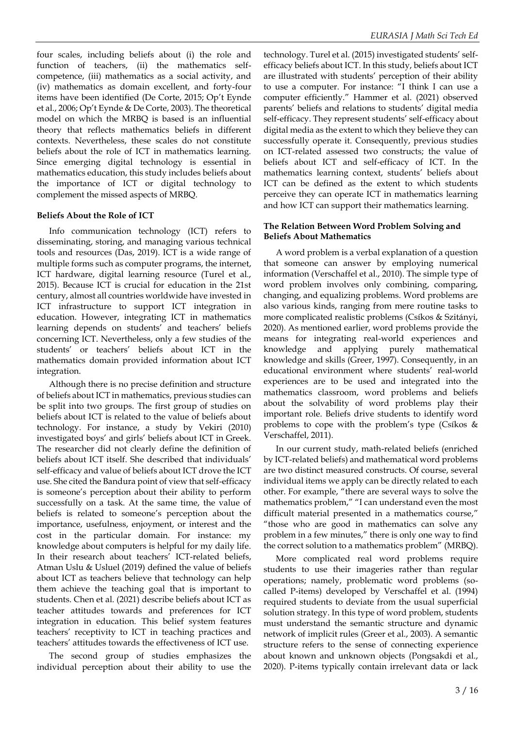four scales, including beliefs about (i) the role and function of teachers, (ii) the mathematics self-competence, (iii) mathematics as a social activity, and (iv) mathematics as domain excellent, and forty-four items have been identified (De Corte, 2015; Op't Eynde et al., 2006; Op't Eynde & De Corte, 2003). The theoretical model on which the MRBQ is based is an influential theory that reflects mathematics beliefs in different contexts. Nevertheless, these scales do not constitute beliefs about the role of ICT in mathematics learning. Since emerging digital technology is essential in mathematics education, this study includes beliefs about the importance of ICT or digital technology to complement the missed aspects of MRBQ.

### Beliefs About the Role of ICT

Info communication technology (ICT) refers to disseminating, storing, and managing various technical tools and resources (Das, 2019). ICT is a wide range of multiple forms such as computer programs, the internet, ICT hardware, digital learning resource (Turel et al., 2015). Because ICT is crucial for education in the 21st century, almost all countries worldwide have invested in ICT infrastructure to support ICT integration in education. However, integrating ICT in mathematics learning depends on students' and teachers' beliefs concerning ICT. Nevertheless, only a few studies of the students' or teachers' beliefs about ICT in the mathematics domain provided information about ICT integration.

Although there is no precise definition and structure of beliefs about ICT in mathematics, previous studies can be split into two groups. The first group of studies on beliefs about ICT is related to the value of beliefs about technology. For instance, a study by Vekiri (2010) investigated boys' and girls' beliefs about ICT in Greek. The researcher did not clearly define the definition of beliefs about ICT itself. She described that individuals' self-efficacy and value of beliefs about ICT drove the ICT use. She cited the Bandura point of view that self-efficacy is someone's perception about their ability to perform successfully on a task. At the same time, the value of beliefs is related to someone's perception about the importance, usefulness, enjoyment, or interest and the cost in the particular domain. For instance: my knowledge about computers is helpful for my daily life. In their research about teachers' ICT-related beliefs, Atman Uslu & Usluel (2019) defined the value of beliefs about ICT as teachers believe that technology can help them achieve the teaching goal that is important to students. Chen et al. (2021) describe beliefs about ICT as teacher attitudes towards and preferences for ICT integration in education. This belief system features teachers' receptivity to ICT in teaching practices and teachers' attitudes towards the effectiveness of ICT use.

The second group of studies emphasizes the individual perception about their ability to use the technology. Turel et al. (2015) investigated students' self-efficacy beliefs about ICT. In this study, beliefs about ICT are illustrated with students' perception of their ability to use a computer. For instance: "I think I can use a computer efficiently." Hammer et al. (2021) observed parents' beliefs and relations to students' digital media self-efficacy. They represent students' self-efficacy about digital media as the extent to which they believe they can successfully operate it. Consequently, previous studies on ICT-related assessed two constructs; the value of beliefs about ICT and self-efficacy of ICT. In the mathematics learning context, students' beliefs about ICT can be defined as the extent to which students perceive they can operate ICT in mathematics learning and how ICT can support their mathematics learning.

### The Relation Between Word Problem Solving and Beliefs About Mathematics

A word problem is a verbal explanation of a question that someone can answer by employing numerical information (Verschaffel et al., 2010). The simple type of word problem involves only combining, comparing, changing, and equalizing problems. Word problems are also various kinds, ranging from mere routine tasks to more complicated realistic problems (Csíkos & Szitányi, 2020). As mentioned earlier, word problems provide the means for integrating real-world experiences and knowledge and applying purely mathematical knowledge and skills (Greer, 1997). Consequently, in an educational environment where students' real-world experiences are to be used and integrated into the mathematics classroom, word problems and beliefs about the solvability of word problems play their important role. Beliefs drive students to identify word problems to cope with the problem's type (Csíkos & Verschaffel, 2011).

In our current study, math-related beliefs (enriched by ICT-related beliefs) and mathematical word problems are two distinct measured constructs. Of course, several individual items we apply can be directly related to each other. For example, "there are several ways to solve the mathematics problem," "I can understand even the most difficult material presented in a mathematics course," "those who are good in mathematics can solve any problem in a few minutes," there is only one way to find the correct solution to a mathematics problem" (MRBQ).

More complicated real word problems require students to use their imageries rather than regular operations; namely, problematic word problems (so-called P-items) developed by Verschaffel et al. (1994) required students to deviate from the usual superficial solution strategy. In this type of word problem, students must understand the semantic structure and dynamic network of implicit rules (Greer et al., 2003). A semantic structure refers to the sense of connecting experience about known and unknown objects (Pongsakdi et al., 2020). P-items typically contain irrelevant data or lack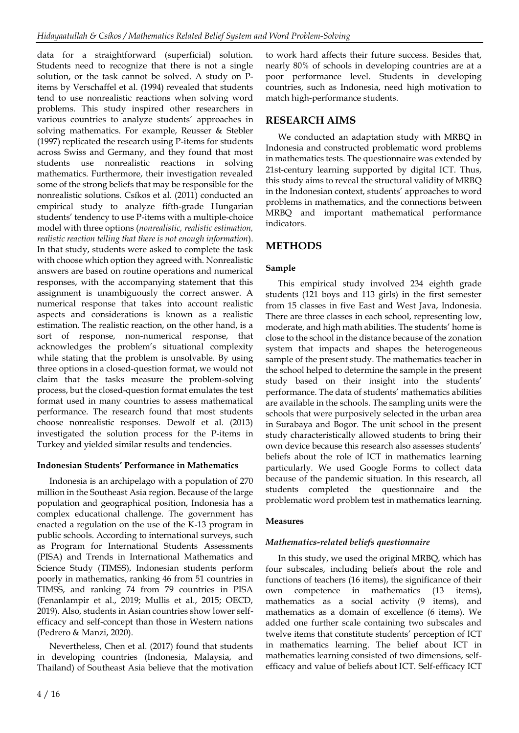data for a straightforward (superficial) solution. Students need to recognize that there is not a single solution, or the task cannot be solved. A study on P-items by Verschaffel et al. (1994) revealed that students tend to use nonrealistic reactions when solving word problems. This study inspired other researchers in various countries to analyze students' approaches in solving mathematics. For example, Reusser & Stebler (1997) replicated the research using P-items for students across Swiss and Germany, and they found that most students use nonrealistic reactions in solving mathematics. Furthermore, their investigation revealed some of the strong beliefs that may be responsible for the nonrealistic solutions. Csíkos et al. (2011) conducted an empirical study to analyze fifth-grade Hungarian students' tendency to use P-items with a multiple-choice model with three options (*nonrealistic, realistic estimation, realistic reaction telling that there is not enough information*). In that study, students were asked to complete the task with choose which option they agreed with. Nonrealistic answers are based on routine operations and numerical responses, with the accompanying statement that this assignment is unambiguously the correct answer. A numerical response that takes into account realistic aspects and considerations is known as a realistic estimation. The realistic reaction, on the other hand, is a sort of response, non-numerical response, that acknowledges the problem's situational complexity while stating that the problem is unsolvable. By using three options in a closed-question format, we would not claim that the tasks measure the problem-solving process, but the closed-question format emulates the test format used in many countries to assess mathematical performance. The research found that most students choose nonrealistic responses. Dewolf et al. (2013) investigated the solution process for the P-items in Turkey and yielded similar results and tendencies.

### Indonesian Students' Performance in Mathematics

Indonesia is an archipelago with a population of 270 million in the Southeast Asia region. Because of the large population and geographical position, Indonesia has a complex educational challenge. The government has enacted a regulation on the use of the K-13 program in public schools. According to international surveys, such as Program for International Students Assessments (PISA) and Trends in International Mathematics and Science Study (TIMSS), Indonesian students perform poorly in mathematics, ranking 46 from 51 countries in TIMSS, and ranking 74 from 79 countries in PISA (Fenanlampir et al., 2019; Mullis et al., 2015; OECD, 2019). Also, students in Asian countries show lower self-efficacy and self-concept than those in Western nations (Pedrero & Manzi, 2020).

Nevertheless, Chen et al. (2017) found that students in developing countries (Indonesia, Malaysia, and Thailand) of Southeast Asia believe that the motivation to work hard affects their future success. Besides that, nearly 80% of schools in developing countries are at a poor performance level. Students in developing countries, such as Indonesia, need high motivation to match high-performance students.

## RESEARCH AIMS

We conducted an adaptation study with MRBQ in Indonesia and constructed problematic word problems in mathematics tests. The questionnaire was extended by 21st-century learning supported by digital ICT. Thus, this study aims to reveal the structural validity of MRBQ in the Indonesian context, students' approaches to word problems in mathematics, and the connections between MRBQ and important mathematical performance indicators.

## METHODS

### Sample

This empirical study involved 234 eighth grade students (121 boys and 113 girls) in the first semester from 15 classes in five East and West Java, Indonesia. There are three classes in each school, representing low, moderate, and high math abilities. The students' home is close to the school in the distance because of the zonation system that impacts and shapes the heterogeneous sample of the present study. The mathematics teacher in the school helped to determine the sample in the present study based on their insight into the students' performance. The data of students' mathematics abilities are available in the schools. The sampling units were the schools that were purposively selected in the urban area in Surabaya and Bogor. The unit school in the present study characteristically allowed students to bring their own device because this research also assesses students' beliefs about the role of ICT in mathematics learning particularly. We used Google Forms to collect data because of the pandemic situation. In this research, all students completed the questionnaire and the problematic word problem test in mathematics learning.

### Measures

#### *Mathematics-related beliefs questionnaire*

In this study, we used the original MRBQ, which has four subscales, including beliefs about the role and functions of teachers (16 items), the significance of their own competence in mathematics (13 items), mathematics as a social activity (9 items), and mathematics as a domain of excellence (6 items). We added one further scale containing two subscales and twelve items that constitute students' perception of ICT in mathematics learning. The belief about ICT in mathematics learning consisted of two dimensions, self-efficacy and value of beliefs about ICT. Self-efficacy ICT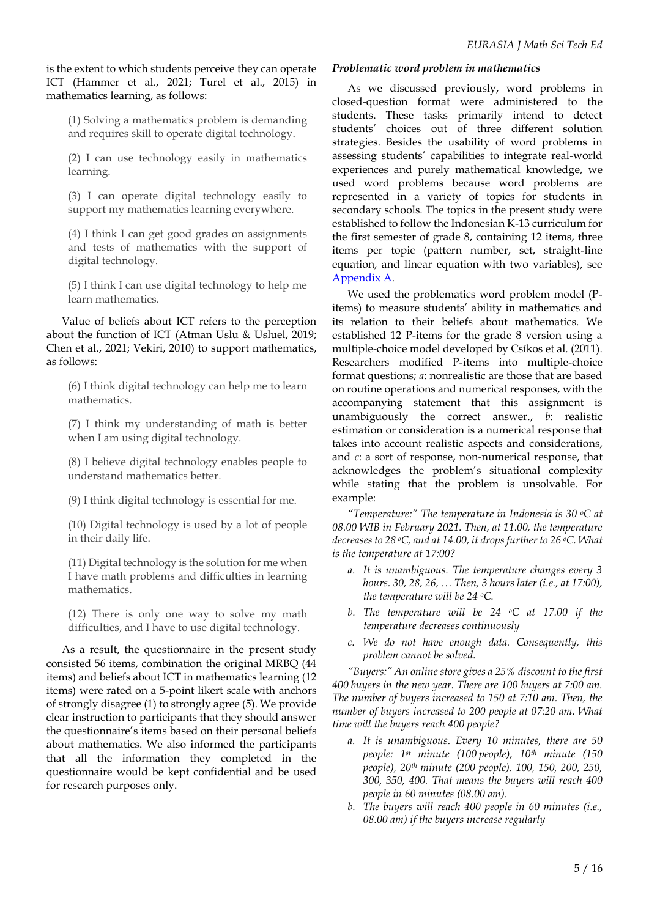is the extent to which students perceive they can operate ICT (Hammer et al., 2021; Turel et al., 2015) in mathematics learning, as follows:

(1) Solving a mathematics problem is demanding and requires skill to operate digital technology.

(2) I can use technology easily in mathematics learning.

(3) I can operate digital technology easily to support my mathematics learning everywhere.

(4) I think I can get good grades on assignments and tests of mathematics with the support of digital technology.

(5) I think I can use digital technology to help me learn mathematics.

Value of beliefs about ICT refers to the perception about the function of ICT (Atman Uslu & Usluel, 2019; Chen et al., 2021; Vekiri, 2010) to support mathematics, as follows:

(6) I think digital technology can help me to learn mathematics.

(7) I think my understanding of math is better when I am using digital technology.

(8) I believe digital technology enables people to understand mathematics better.

(9) I think digital technology is essential for me.

(10) Digital technology is used by a lot of people in their daily life.

(11) Digital technology is the solution for me when I have math problems and difficulties in learning mathematics.

(12) There is only one way to solve my math difficulties, and I have to use digital technology.

As a result, the questionnaire in the present study consisted 56 items, combination the original MRBQ (44 items) and beliefs about ICT in mathematics learning (12 items) were rated on a 5-point likert scale with anchors of strongly disagree (1) to strongly agree (5). We provide clear instruction to participants that they should answer the questionnaire's items based on their personal beliefs about mathematics. We also informed the participants that all the information they completed in the questionnaire would be kept confidential and be used for research purposes only.

### *Problematic word problem in mathematics*

As we discussed previously, word problems in closed-question format were administered to the students. These tasks primarily intend to detect students' choices out of three different solution strategies. Besides the usability of word problems in assessing students' capabilities to integrate real-world experiences and purely mathematical knowledge, we used word problems because word problems are represented in a variety of topics for students in secondary schools. The topics in the present study were established to follow the Indonesian K-13 curriculum for the first semester of grade 8, containing 12 items, three items per topic (pattern number, set, straight-line equation, and linear equation with two variables), see Appendix A.

We used the problematics word problem model (P-items) to measure students' ability in mathematics and its relation to their beliefs about mathematics. We established 12 P-items for the grade 8 version using a multiple-choice model developed by Csíkos et al. (2011). Researchers modified P-items into multiple-choice format questions; *a*: nonrealistic are those that are based on routine operations and numerical responses, with the accompanying statement that this assignment is unambiguously the correct answer., *b*: realistic estimation or consideration is a numerical response that takes into account realistic aspects and considerations, and *c*: a sort of response, non-numerical response, that acknowledges the problem's situational complexity while stating that the problem is unsolvable. For example:

*"Temperature:" The temperature in Indonesia is 30 °C at 08.00 WIB in February 2021. Then, at 11.00, the temperature decreases to 28 °C, and at 14.00, it drops further to 26 °C. What is the temperature at 17:00?*

*a. It is unambiguous. The temperature changes every 3 hours. 30, 28, 26, … Then, 3 hours later (i.e., at 17:00), the temperature will be 24 °C.*

*b. The temperature will be 24 °C at 17.00 if the temperature decreases continuously*

*c. We do not have enough data. Consequently, this problem cannot be solved.*

*"Buyers:" An online store gives a 25% discount to the first 400 buyers in the new year. There are 100 buyers at 7:00 am. The number of buyers increased to 150 at 7:10 am. Then, the number of buyers increased to 200 people at 07:20 am. What time will the buyers reach 400 people?*

*a. It is unambiguous. Every 10 minutes, there are 50 people: 1st minute (100 people), 10th minute (150 people), 20th minute (200 people). 100, 150, 200, 250, 300, 350, 400. That means the buyers will reach 400 people in 60 minutes (08.00 am).*

*b. The buyers will reach 400 people in 60 minutes (i.e., 08.00 am) if the buyers increase regularly*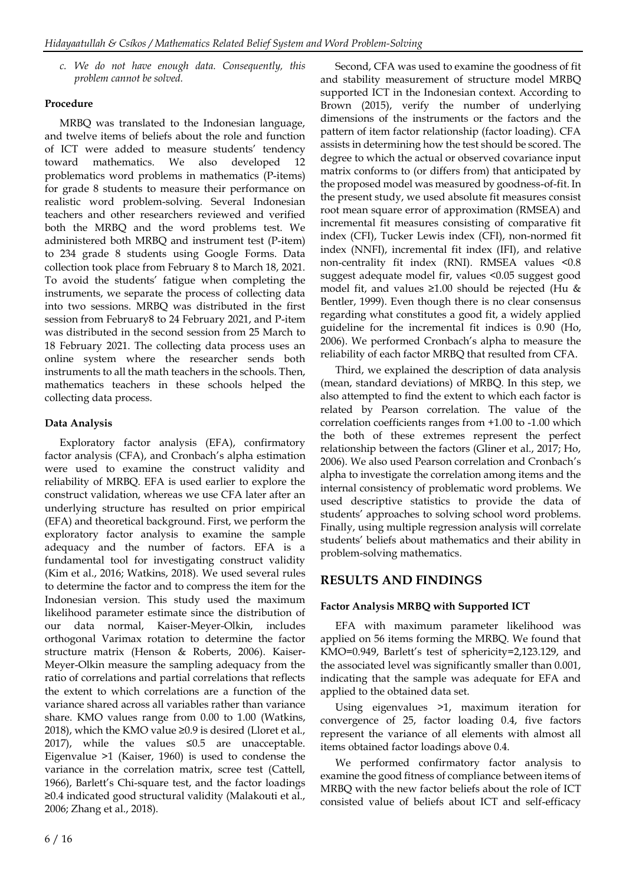*c. We do not have enough data. Consequently, this problem cannot be solved.*

### Procedure

MRBQ was translated to the Indonesian language, and twelve items of beliefs about the role and function of ICT were added to measure students' tendency toward mathematics. We also developed 12 problematics word problems in mathematics (P-items) for grade 8 students to measure their performance on realistic word problem-solving. Several Indonesian teachers and other researchers reviewed and verified both the MRBQ and the word problems test. We administered both MRBQ and instrument test (P-item) to 234 grade 8 students using Google Forms. Data collection took place from February 8 to March 18, 2021. To avoid the students' fatigue when completing the instruments, we separate the process of collecting data into two sessions. MRBQ was distributed in the first session from February8 to 24 February 2021, and P-item was distributed in the second session from 25 March to 18 February 2021. The collecting data process uses an online system where the researcher sends both instruments to all the math teachers in the schools. Then, mathematics teachers in these schools helped the collecting data process.

### Data Analysis

Exploratory factor analysis (EFA), confirmatory factor analysis (CFA), and Cronbach's alpha estimation were used to examine the construct validity and reliability of MRBQ. EFA is used earlier to explore the construct validation, whereas we use CFA later after an underlying structure has resulted on prior empirical (EFA) and theoretical background. First, we perform the exploratory factor analysis to examine the sample adequacy and the number of factors. EFA is a fundamental tool for investigating construct validity (Kim et al., 2016; Watkins, 2018). We used several rules to determine the factor and to compress the item for the Indonesian version. This study used the maximum likelihood parameter estimate since the distribution of our data normal, Kaiser-Meyer-Olkin, includes orthogonal Varimax rotation to determine the factor structure matrix (Henson & Roberts, 2006). Kaiser-Meyer-Olkin measure the sampling adequacy from the ratio of correlations and partial correlations that reflects the extent to which correlations are a function of the variance shared across all variables rather than variance share. KMO values range from 0.00 to 1.00 (Watkins, 2018), which the KMO value ≥0.9 is desired (Lloret et al., 2017), while the values ≤0.5 are unacceptable. Eigenvalue >1 (Kaiser, 1960) is used to condense the variance in the correlation matrix, scree test (Cattell, 1966), Barlett's Chi-square test, and the factor loadings ≥0.4 indicated good structural validity (Malakouti et al., 2006; Zhang et al., 2018).

Second, CFA was used to examine the goodness of fit and stability measurement of structure model MRBQ supported ICT in the Indonesian context. According to Brown (2015), verify the number of underlying dimensions of the instruments or the factors and the pattern of item factor relationship (factor loading). CFA assists in determining how the test should be scored. The degree to which the actual or observed covariance input matrix conforms to (or differs from) that anticipated by the proposed model was measured by goodness-of-fit. In the present study, we used absolute fit measures consist root mean square error of approximation (RMSEA) and incremental fit measures consisting of comparative fit index (CFI), Tucker Lewis index (CFI), non-normed fit index (NNFI), incremental fit index (IFI), and relative non-centrality fit index (RNI). RMSEA values <0.8 suggest adequate model fir, values <0.05 suggest good model fit, and values ≥1.00 should be rejected (Hu & Bentler, 1999). Even though there is no clear consensus regarding what constitutes a good fit, a widely applied guideline for the incremental fit indices is 0.90 (Ho, 2006). We performed Cronbach's alpha to measure the reliability of each factor MRBQ that resulted from CFA.

Third, we explained the description of data analysis (mean, standard deviations) of MRBQ. In this step, we also attempted to find the extent to which each factor is related by Pearson correlation. The value of the correlation coefficients ranges from +1.00 to -1.00 which the both of these extremes represent the perfect relationship between the factors (Gliner et al., 2017; Ho, 2006). We also used Pearson correlation and Cronbach's alpha to investigate the correlation among items and the internal consistency of problematic word problems. We used descriptive statistics to provide the data of students' approaches to solving school word problems. Finally, using multiple regression analysis will correlate students' beliefs about mathematics and their ability in problem-solving mathematics.

## RESULTS AND FINDINGS

### Factor Analysis MRBQ with Supported ICT

EFA with maximum parameter likelihood was applied on 56 items forming the MRBQ. We found that KMO=0.949, Barlett's test of sphericity=2,123.129, and the associated level was significantly smaller than 0.001, indicating that the sample was adequate for EFA and applied to the obtained data set.

Using eigenvalues >1, maximum iteration for convergence of 25, factor loading 0.4, five factors represent the variance of all elements with almost all items obtained factor loadings above 0.4.

We performed confirmatory factor analysis to examine the good fitness of compliance between items of MRBQ with the new factor beliefs about the role of ICT consisted value of beliefs about ICT and self-efficacy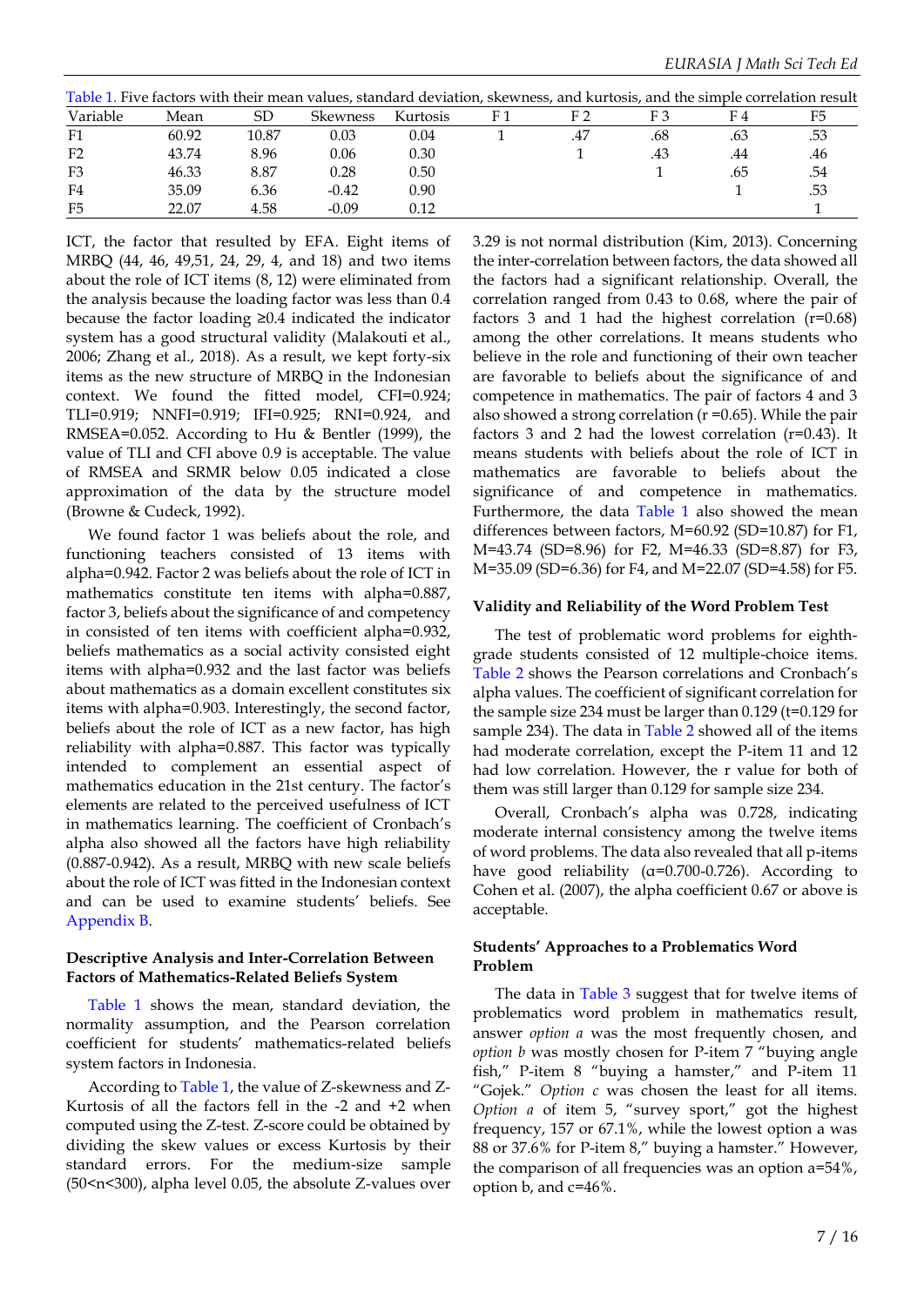Table 1. Five factors with their mean values, standard deviation, skewness, and kurtosis, and the simple correlation result

| Variable | Mean | SD | Skewness | Kurtosis | F 1 | F 2 | F 3 | F 4 | F5 |
|---|---|---|---|---|---|---|---|---|---|
| F1 | 60.92 | 10.87 | 0.03 | 0.04 | 1 | .47 | .68 | .63 | .53 |
| F2 | 43.74 | 8.96 | 0.06 | 0.30 | | 1 | .43 | .44 | .46 |
| F3 | 46.33 | 8.87 | 0.28 | 0.50 | | | 1 | .65 | .54 |
| F4 | 35.09 | 6.36 | -0.42 | 0.90 | | | | 1 | .53 |
| F5 | 22.07 | 4.58 | -0.09 | 0.12 | | | | | 1 |

ICT, the factor that resulted by EFA. Eight items of MRBQ (44, 46, 49,51, 24, 29, 4, and 18) and two items about the role of ICT items (8, 12) were eliminated from the analysis because the loading factor was less than 0.4 because the factor loading ≥0.4 indicated the indicator system has a good structural validity (Malakouti et al., 2006; Zhang et al., 2018). As a result, we kept forty-six items as the new structure of MRBQ in the Indonesian context. We found the fitted model, CFI=0.924; TLI=0.919; NNFI=0.919; IFI=0.925; RNI=0.924, and RMSEA=0.052. According to Hu & Bentler (1999), the value of TLI and CFI above 0.9 is acceptable. The value of RMSEA and SRMR below 0.05 indicated a close approximation of the data by the structure model (Browne & Cudeck, 1992).

We found factor 1 was beliefs about the role, and functioning teachers consisted of 13 items with alpha=0.942. Factor 2 was beliefs about the role of ICT in mathematics constitute ten items with alpha=0.887, factor 3, beliefs about the significance of and competency in consisted of ten items with coefficient alpha=0.932, beliefs mathematics as a social activity consisted eight items with alpha=0.932 and the last factor was beliefs about mathematics as a domain excellent constitutes six items with alpha=0.903. Interestingly, the second factor, beliefs about the role of ICT as a new factor, has high reliability with alpha=0.887. This factor was typically intended to complement an essential aspect of mathematics education in the 21st century. The factor's elements are related to the perceived usefulness of ICT in mathematics learning. The coefficient of Cronbach's alpha also showed all the factors have high reliability (0.887-0.942). As a result, MRBQ with new scale beliefs about the role of ICT was fitted in the Indonesian context and can be used to examine students' beliefs. See Appendix B.

### Descriptive Analysis and Inter-Correlation Between Factors of Mathematics-Related Beliefs System

Table 1 shows the mean, standard deviation, the normality assumption, and the Pearson correlation coefficient for students' mathematics-related beliefs system factors in Indonesia.

According to Table 1, the value of Z-skewness and Z-Kurtosis of all the factors fell in the -2 and +2 when computed using the Z-test. Z-score could be obtained by dividing the skew values or excess Kurtosis by their standard errors. For the medium-size sample (50<n<300), alpha level 0.05, the absolute Z-values over 3.29 is not normal distribution (Kim, 2013). Concerning the inter-correlation between factors, the data showed all the factors had a significant relationship. Overall, the correlation ranged from 0.43 to 0.68, where the pair of factors 3 and 1 had the highest correlation (r=0.68) among the other correlations. It means students who believe in the role and functioning of their own teacher are favorable to beliefs about the significance of and competence in mathematics. The pair of factors 4 and 3 also showed a strong correlation (r =0.65). While the pair factors 3 and 2 had the lowest correlation (r=0.43). It means students with beliefs about the role of ICT in mathematics are favorable to beliefs about the significance of and competence in mathematics. Furthermore, the data Table 1 also showed the mean differences between factors, M=60.92 (SD=10.87) for F1, M=43.74 (SD=8.96) for F2, M=46.33 (SD=8.87) for F3, M=35.09 (SD=6.36) for F4, and M=22.07 (SD=4.58) for F5.

### Validity and Reliability of the Word Problem Test

The test of problematic word problems for eighth-grade students consisted of 12 multiple-choice items. Table 2 shows the Pearson correlations and Cronbach's alpha values. The coefficient of significant correlation for the sample size 234 must be larger than 0.129 (t=0.129 for sample 234). The data in Table 2 showed all of the items had moderate correlation, except the P-item 11 and 12 had low correlation. However, the r value for both of them was still larger than 0.129 for sample size 234.

Overall, Cronbach's alpha was 0.728, indicating moderate internal consistency among the twelve items of word problems. The data also revealed that all p-items have good reliability (α=0.700-0.726). According to Cohen et al. (2007), the alpha coefficient 0.67 or above is acceptable.

### Students' Approaches to a Problematics Word Problem

The data in Table 3 suggest that for twelve items of problematics word problem in mathematics result, answer *option a* was the most frequently chosen, and *option b* was mostly chosen for P-item 7 "buying angle fish," P-item 8 "buying a hamster," and P-item 11 "Gojek." *Option c* was chosen the least for all items. *Option a* of item 5, "survey sport," got the highest frequency, 157 or 67.1%, while the lowest option a was 88 or 37.6% for P-item 8," buying a hamster." However, the comparison of all frequencies was an option a=54%, option b, and c=46%.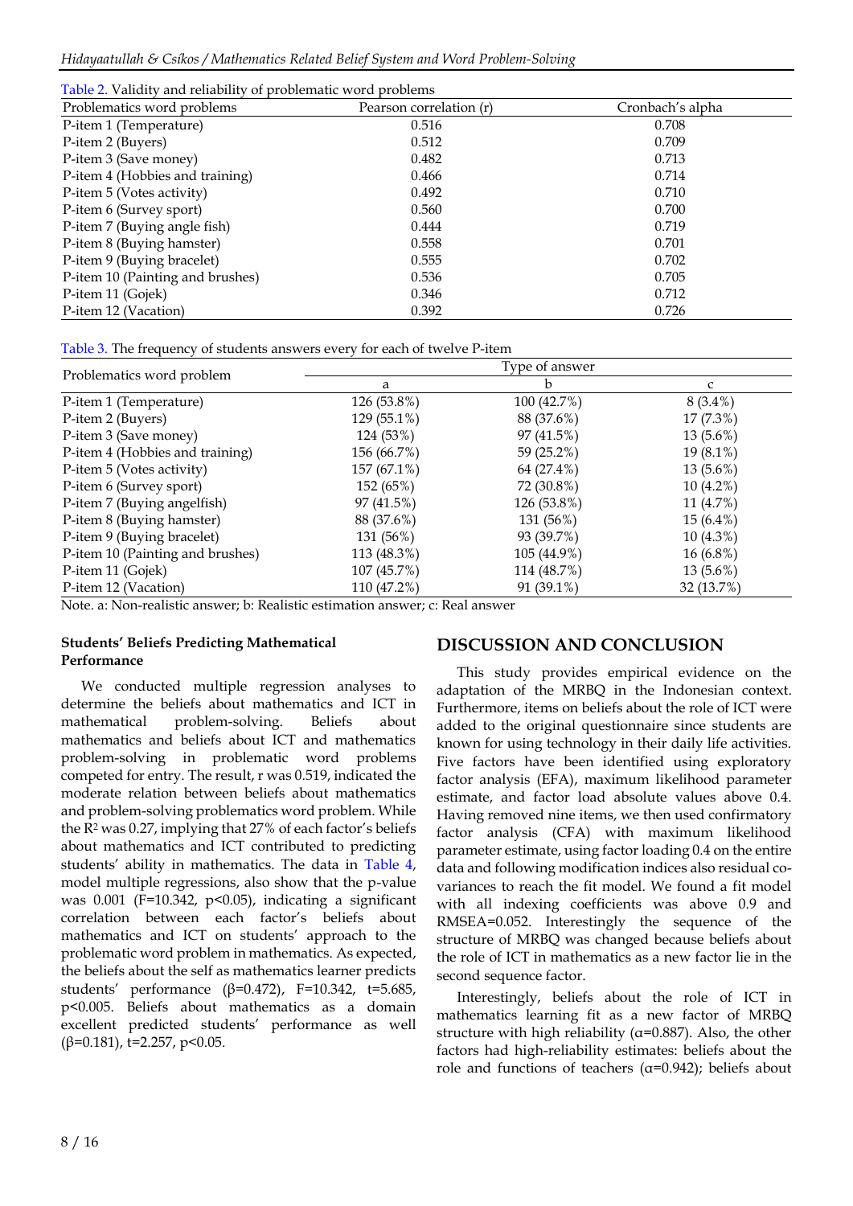Table 2. Validity and reliability of problematic word problems

| Problematics word problems | Pearson correlation (r) | Cronbach's alpha |
|---|---|---|
| P-item 1 (Temperature) | 0.516 | 0.708 |
| P-item 2 (Buyers) | 0.512 | 0.709 |
| P-item 3 (Save money) | 0.482 | 0.713 |
| P-item 4 (Hobbies and training) | 0.466 | 0.714 |
| P-item 5 (Votes activity) | 0.492 | 0.710 |
| P-item 6 (Survey sport) | 0.560 | 0.700 |
| P-item 7 (Buying angle fish) | 0.444 | 0.719 |
| P-item 8 (Buying hamster) | 0.558 | 0.701 |
| P-item 9 (Buying bracelet) | 0.555 | 0.702 |
| P-item 10 (Painting and brushes) | 0.536 | 0.705 |
| P-item 11 (Gojek) | 0.346 | 0.712 |
| P-item 12 (Vacation) | 0.392 | 0.726 |

Table 3. The frequency of students answers every for each of twelve P-item

| Problematics word problem | Type of answer | | |
|---|---|---|---|
| | a | b | c |
| P-item 1 (Temperature) | 126 (53.8%) | 100 (42.7%) | 8 (3.4%) |
| P-item 2 (Buyers) | 129 (55.1%) | 88 (37.6%) | 17 (7.3%) |
| P-item 3 (Save money) | 124 (53%) | 97 (41.5%) | 13 (5.6%) |
| P-item 4 (Hobbies and training) | 156 (66.7%) | 59 (25.2%) | 19 (8.1%) |
| P-item 5 (Votes activity) | 157 (67.1%) | 64 (27.4%) | 13 (5.6%) |
| P-item 6 (Survey sport) | 152 (65%) | 72 (30.8%) | 10 (4.2%) |
| P-item 7 (Buying angelfish) | 97 (41.5%) | 126 (53.8%) | 11 (4.7%) |
| P-item 8 (Buying hamster) | 88 (37.6%) | 131 (56%) | 15 (6.4%) |
| P-item 9 (Buying bracelet) | 131 (56%) | 93 (39.7%) | 10 (4.3%) |
| P-item 10 (Painting and brushes) | 113 (48.3%) | 105 (44.9%) | 16 (6.8%) |
| P-item 11 (Gojek) | 107 (45.7%) | 114 (48.7%) | 13 (5.6%) |
| P-item 12 (Vacation) | 110 (47.2%) | 91 (39.1%) | 32 (13.7%) |

Note. a: Non-realistic answer; b: Realistic estimation answer; c: Real answer

**Students' Beliefs Predicting Mathematical Performance**

We conducted multiple regression analyses to determine the beliefs about mathematics and ICT in mathematical problem-solving. Beliefs about mathematics and beliefs about ICT and mathematics problem-solving in problematic word problems competed for entry. The result, r was 0.519, indicated the moderate relation between beliefs about mathematics and problem-solving problematics word problem. While the $R^2$ was 0.27, implying that 27% of each factor's beliefs about mathematics and ICT contributed to predicting students' ability in mathematics. The data in Table 4, model multiple regressions, also show that the p-value was 0.001 ($F=10.342$, $p<0.05$), indicating a significant correlation between each factor's beliefs about mathematics and ICT on students' approach to the problematic word problem in mathematics. As expected, the beliefs about the self as mathematics learner predicts students' performance ($\beta=0.472$), $F=10.342$, $t=5.685$, $p<0.005$. Beliefs about mathematics as a domain excellent predicted students' performance as well ($\beta=0.181$), $t=2.257$, $p<0.05$.

## DISCUSSION AND CONCLUSION

This study provides empirical evidence on the adaptation of the MRBQ in the Indonesian context. Furthermore, items on beliefs about the role of ICT were added to the original questionnaire since students are known for using technology in their daily life activities. Five factors have been identified using exploratory factor analysis (EFA), maximum likelihood parameter estimate, and factor load absolute values above 0.4. Having removed nine items, we then used confirmatory factor analysis (CFA) with maximum likelihood parameter estimate, using factor loading 0.4 on the entire data and following modification indices also residual co-variances to reach the fit model. We found a fit model with all indexing coefficients was above 0.9 and RMSEA=0.052. Interestingly the sequence of the structure of MRBQ was changed because beliefs about the role of ICT in mathematics as a new factor lie in the second sequence factor.

Interestingly, beliefs about the role of ICT in mathematics learning fit as a new factor of MRBQ structure with high reliability ($\alpha=0.887$). Also, the other factors had high-reliability estimates: beliefs about the role and functions of teachers ($\alpha=0.942$); beliefs about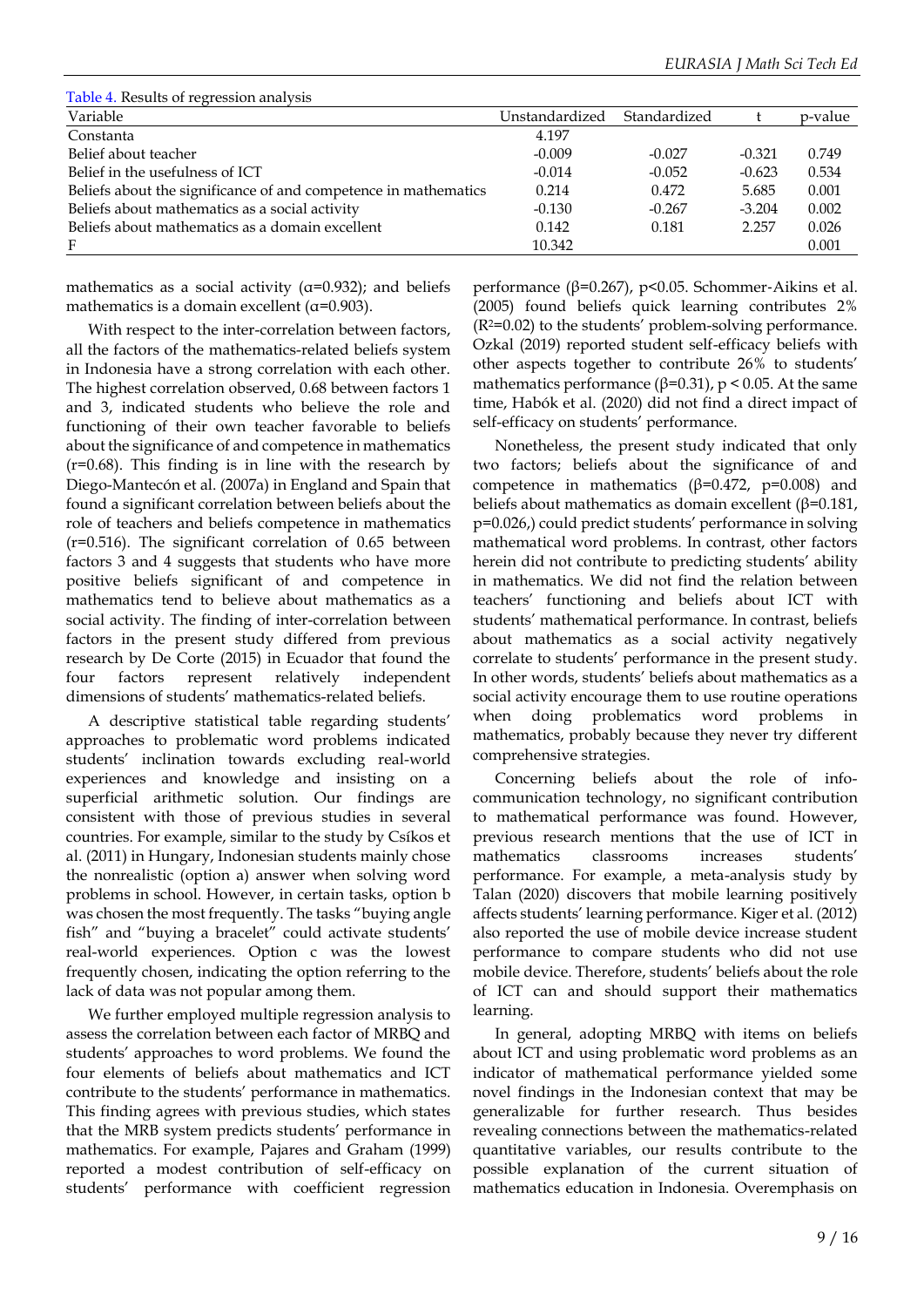Table 4. Results of regression analysis

| Variable | Unstandardized | Standardized | t | p-value |
|---|---|---|---|---|
| Constanta | 4.197 | | | |
| Belief about teacher | -0.009 | -0.027 | -0.321 | 0.749 |
| Belief in the usefulness of ICT | -0.014 | -0.052 | -0.623 | 0.534 |
| Beliefs about the significance of and competence in mathematics | 0.214 | 0.472 | 5.685 | 0.001 |
| Beliefs about mathematics as a social activity | -0.130 | -0.267 | -3.204 | 0.002 |
| Beliefs about mathematics as a domain excellent | 0.142 | 0.181 | 2.257 | 0.026 |
| F | 10.342 | | | 0.001 |

mathematics as a social activity (α=0.932); and beliefs mathematics is a domain excellent (α=0.903).

With respect to the inter-correlation between factors, all the factors of the mathematics-related beliefs system in Indonesia have a strong correlation with each other. The highest correlation observed, 0.68 between factors 1 and 3, indicated students who believe the role and functioning of their own teacher favorable to beliefs about the significance of and competence in mathematics (r=0.68). This finding is in line with the research by Diego-Mantecón et al. (2007a) in England and Spain that found a significant correlation between beliefs about the role of teachers and beliefs competence in mathematics (r=0.516). The significant correlation of 0.65 between factors 3 and 4 suggests that students who have more positive beliefs significant of and competence in mathematics tend to believe about mathematics as a social activity. The finding of inter-correlation between factors in the present study differed from previous research by De Corte (2015) in Ecuador that found the four factors represent relatively independent dimensions of students' mathematics-related beliefs.

A descriptive statistical table regarding students' approaches to problematic word problems indicated students' inclination towards excluding real-world experiences and knowledge and insisting on a superficial arithmetic solution. Our findings are consistent with those of previous studies in several countries. For example, similar to the study by Csíkos et al. (2011) in Hungary, Indonesian students mainly chose the nonrealistic (option a) answer when solving word problems in school. However, in certain tasks, option b was chosen the most frequently. The tasks "buying angle fish" and "buying a bracelet" could activate students' real-world experiences. Option c was the lowest frequently chosen, indicating the option referring to the lack of data was not popular among them.

We further employed multiple regression analysis to assess the correlation between each factor of MRBQ and students' approaches to word problems. We found the four elements of beliefs about mathematics and ICT contribute to the students' performance in mathematics. This finding agrees with previous studies, which states that the MRB system predicts students' performance in mathematics. For example, Pajares and Graham (1999) reported a modest contribution of self-efficacy on students' performance with coefficient regression performance (β=0.267), $p<0.05$. Schommer-Aikins et al. (2005) found beliefs quick learning contributes 2% ($R^2$=0.02) to the students' problem-solving performance. Ozkal (2019) reported student self-efficacy beliefs with other aspects together to contribute 26% to students' mathematics performance (β=0.31), $p < 0.05$. At the same time, Habók et al. (2020) did not find a direct impact of self-efficacy on students' performance.

Nonetheless, the present study indicated that only two factors; beliefs about the significance of and competence in mathematics (β=0.472, p=0.008) and beliefs about mathematics as domain excellent (β=0.181, p=0.026,) could predict students' performance in solving mathematical word problems. In contrast, other factors herein did not contribute to predicting students' ability in mathematics. We did not find the relation between teachers' functioning and beliefs about ICT with students' mathematical performance. In contrast, beliefs about mathematics as a social activity negatively correlate to students' performance in the present study. In other words, students' beliefs about mathematics as a social activity encourage them to use routine operations when doing problematics word problems in mathematics, probably because they never try different comprehensive strategies.

Concerning beliefs about the role of info-communication technology, no significant contribution to mathematical performance was found. However, previous research mentions that the use of ICT in mathematics classrooms increases students' performance. For example, a meta-analysis study by Talan (2020) discovers that mobile learning positively affects students' learning performance. Kiger et al. (2012) also reported the use of mobile device increase student performance to compare students who did not use mobile device. Therefore, students' beliefs about the role of ICT can and should support their mathematics learning.

In general, adopting MRBQ with items on beliefs about ICT and using problematic word problems as an indicator of mathematical performance yielded some novel findings in the Indonesian context that may be generalizable for further research. Thus besides revealing connections between the mathematics-related quantitative variables, our results contribute to the possible explanation of the current situation of mathematics education in Indonesia. Overemphasis on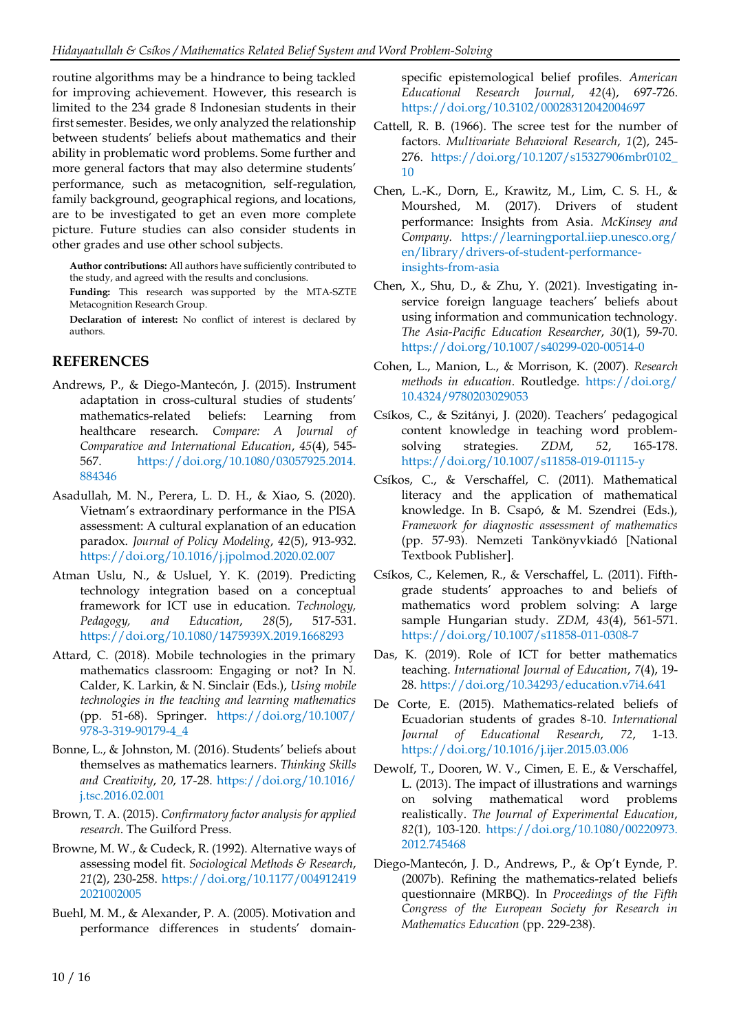routine algorithms may be a hindrance to being tackled for improving achievement. However, this research is limited to the 234 grade 8 Indonesian students in their first semester. Besides, we only analyzed the relationship between students' beliefs about mathematics and their ability in problematic word problems. Some further and more general factors that may also determine students' performance, such as metacognition, self-regulation, family background, geographical regions, and locations, are to be investigated to get an even more complete picture. Future studies can also consider students in other grades and use other school subjects.

**Author contributions:** All authors have sufficiently contributed to the study, and agreed with the results and conclusions.

**Funding:** This research was supported by the MTA-SZTE Metacognition Research Group.

**Declaration of interest:** No conflict of interest is declared by authors.

## REFERENCES

Andrews, P., & Diego-Mantecón, J. (2015). Instrument adaptation in cross-cultural studies of students' mathematics-related beliefs: Learning from healthcare research. *Compare: A Journal of Comparative and International Education*, *45*(4), 545-567. https://doi.org/10.1080/03057925.2014.884346

Asadullah, M. N., Perera, L. D. H., & Xiao, S. (2020). Vietnam's extraordinary performance in the PISA assessment: A cultural explanation of an education paradox. *Journal of Policy Modeling*, *42*(5), 913-932. https://doi.org/10.1016/j.jpolmod.2020.02.007

Atman Uslu, N., & Usluel, Y. K. (2019). Predicting technology integration based on a conceptual framework for ICT use in education. *Technology, Pedagogy, and Education*, *28*(5), 517-531. https://doi.org/10.1080/1475939X.2019.1668293

Attard, C. (2018). Mobile technologies in the primary mathematics classroom: Engaging or not? In N. Calder, K. Larkin, & N. Sinclair (Eds.), *Using mobile technologies in the teaching and learning mathematics* (pp. 51-68). Springer. https://doi.org/10.1007/978-3-319-90179-4_4

Bonne, L., & Johnston, M. (2016). Students' beliefs about themselves as mathematics learners. *Thinking Skills and Creativity*, *20*, 17-28. https://doi.org/10.1016/j.tsc.2016.02.001

Brown, T. A. (2015). *Confirmatory factor analysis for applied research*. The Guilford Press.

Browne, M. W., & Cudeck, R. (1992). Alternative ways of assessing model fit. *Sociological Methods & Research*, *21*(2), 230-258. https://doi.org/10.1177/0049124192021002005

Buehl, M. M., & Alexander, P. A. (2005). Motivation and performance differences in students' domain-specific epistemological belief profiles. *American Educational Research Journal*, *42*(4), 697-726. https://doi.org/10.3102/00028312042004697

Cattell, R. B. (1966). The scree test for the number of factors. *Multivariate Behavioral Research*, *1*(2), 245-276. https://doi.org/10.1207/s15327906mbr0102_10

Chen, L.-K., Dorn, E., Krawitz, M., Lim, C. S. H., & Mourshed, M. (2017). Drivers of student performance: Insights from Asia. *McKinsey and Company*. https://learningportal.iiep.unesco.org/en/library/drivers-of-student-performance-insights-from-asia

Chen, X., Shu, D., & Zhu, Y. (2021). Investigating in-service foreign language teachers' beliefs about using information and communication technology. *The Asia-Pacific Education Researcher*, *30*(1), 59-70. https://doi.org/10.1007/s40299-020-00514-0

Cohen, L., Manion, L., & Morrison, K. (2007). *Research methods in education*. Routledge. https://doi.org/10.4324/9780203029053

Csíkos, C., & Szitányi, J. (2020). Teachers' pedagogical content knowledge in teaching word problem-solving strategies. *ZDM*, *52*, 165-178. https://doi.org/10.1007/s11858-019-01115-y

Csíkos, C., & Verschaffel, C. (2011). Mathematical literacy and the application of mathematical knowledge. In B. Csapó, & M. Szendrei (Eds.), *Framework for diagnostic assessment of mathematics* (pp. 57-93). Nemzeti Tankönyvkiadó [National Textbook Publisher].

Csíkos, C., Kelemen, R., & Verschaffel, L. (2011). Fifth-grade students' approaches to and beliefs of mathematics word problem solving: A large sample Hungarian study. *ZDM*, *43*(4), 561-571. https://doi.org/10.1007/s11858-011-0308-7

Das, K. (2019). Role of ICT for better mathematics teaching. *International Journal of Education*, *7*(4), 19-28. https://doi.org/10.34293/education.v7i4.641

De Corte, E. (2015). Mathematics-related beliefs of Ecuadorian students of grades 8-10. *International Journal of Educational Research*, *72*, 1-13. https://doi.org/10.1016/j.ijer.2015.03.006

Dewolf, T., Dooren, W. V., Cimen, E. E., & Verschaffel, L. (2013). The impact of illustrations and warnings on solving mathematical word problems realistically. *The Journal of Experimental Education*, *82*(1), 103-120. https://doi.org/10.1080/00220973.2012.745468

Diego-Mantecón, J. D., Andrews, P., & Op't Eynde, P. (2007b). Refining the mathematics-related beliefs questionnaire (MRBQ). In *Proceedings of the Fifth Congress of the European Society for Research in Mathematics Education* (pp. 229-238).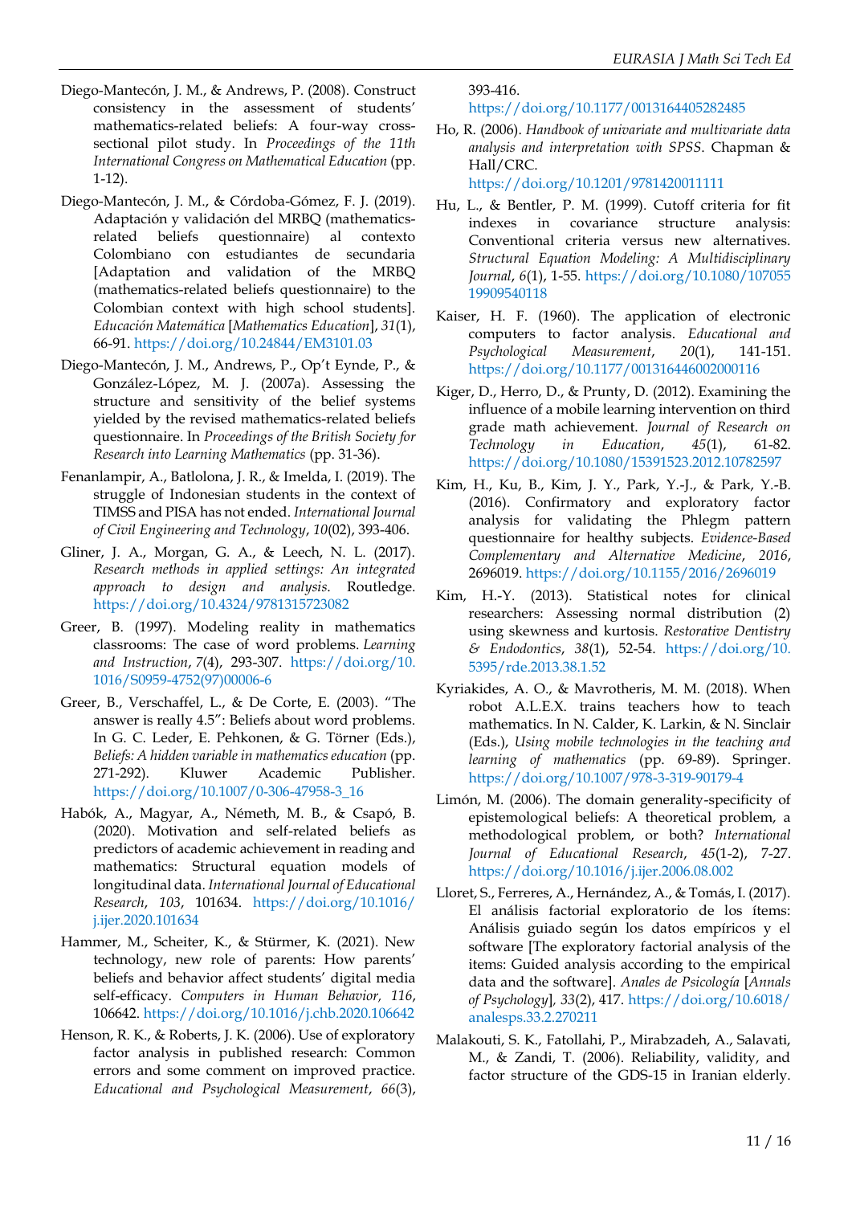Diego-Mantecón, J. M., & Andrews, P. (2008). Construct consistency in the assessment of students' mathematics-related beliefs: A four-way cross-sectional pilot study. In *Proceedings of the 11th International Congress on Mathematical Education* (pp. 1-12).

Diego-Mantecón, J. M., & Córdoba-Gómez, F. J. (2019). Adaptación y validación del MRBQ (mathematics-related beliefs questionnaire) al contexto Colombiano con estudiantes de secundaria [Adaptation and validation of the MRBQ (mathematics-related beliefs questionnaire) to the Colombian context with high school students]. *Educación Matemática* [*Mathematics Education*], *31*(1), 66-91. https://doi.org/10.24844/EM3101.03

Diego-Mantecón, J. M., Andrews, P., Op't Eynde, P., & González-López, M. J. (2007a). Assessing the structure and sensitivity of the belief systems yielded by the revised mathematics-related beliefs questionnaire. In *Proceedings of the British Society for Research into Learning Mathematics* (pp. 31-36).

Fenanlampir, A., Batlolona, J. R., & Imelda, I. (2019). The struggle of Indonesian students in the context of TIMSS and PISA has not ended. *International Journal of Civil Engineering and Technology*, *10*(02), 393-406.

Gliner, J. A., Morgan, G. A., & Leech, N. L. (2017). *Research methods in applied settings: An integrated approach to design and analysis*. Routledge. https://doi.org/10.4324/9781315723082

Greer, B. (1997). Modeling reality in mathematics classrooms: The case of word problems. *Learning and Instruction*, *7*(4), 293-307. https://doi.org/10.1016/S0959-4752(97)00006-6

Greer, B., Verschaffel, L., & De Corte, E. (2003). "The answer is really 4.5": Beliefs about word problems. In G. C. Leder, E. Pehkonen, & G. Törner (Eds.), *Beliefs: A hidden variable in mathematics education* (pp. 271-292). Kluwer Academic Publisher. https://doi.org/10.1007/0-306-47958-3_16

Habók, A., Magyar, A., Németh, M. B., & Csapó, B. (2020). Motivation and self-related beliefs as predictors of academic achievement in reading and mathematics: Structural equation models of longitudinal data. *International Journal of Educational Research*, *103*, 101634. https://doi.org/10.1016/j.ijer.2020.101634

Hammer, M., Scheiter, K., & Stürmer, K. (2021). New technology, new role of parents: How parents' beliefs and behavior affect students' digital media self-efficacy. *Computers in Human Behavior, 116*, 106642. https://doi.org/10.1016/j.chb.2020.106642

Henson, R. K., & Roberts, J. K. (2006). Use of exploratory factor analysis in published research: Common errors and some comment on improved practice. *Educational and Psychological Measurement*, *66*(3), 393-416. https://doi.org/10.1177/0013164405282485

Ho, R. (2006). *Handbook of univariate and multivariate data analysis and interpretation with SPSS*. Chapman & Hall/CRC. https://doi.org/10.1201/9781420011111

Hu, L., & Bentler, P. M. (1999). Cutoff criteria for fit indexes in covariance structure analysis: Conventional criteria versus new alternatives. *Structural Equation Modeling: A Multidisciplinary Journal*, *6*(1), 1-55. https://doi.org/10.1080/10705519909540118

Kaiser, H. F. (1960). The application of electronic computers to factor analysis. *Educational and Psychological Measurement*, *20*(1), 141-151. https://doi.org/10.1177/001316446002000116

Kiger, D., Herro, D., & Prunty, D. (2012). Examining the influence of a mobile learning intervention on third grade math achievement. *Journal of Research on Technology in Education*, *45*(1), 61-82. https://doi.org/10.1080/15391523.2012.10782597

Kim, H., Ku, B., Kim, J. Y., Park, Y.-J., & Park, Y.-B. (2016). Confirmatory and exploratory factor analysis for validating the Phlegm pattern questionnaire for healthy subjects. *Evidence-Based Complementary and Alternative Medicine*, *2016*, 2696019. https://doi.org/10.1155/2016/2696019

Kim, H.-Y. (2013). Statistical notes for clinical researchers: Assessing normal distribution (2) using skewness and kurtosis. *Restorative Dentistry & Endodontics*, *38*(1), 52-54. https://doi.org/10.5395/rde.2013.38.1.52

Kyriakides, A. O., & Mavrotheris, M. M. (2018). When robot A.L.E.X. trains teachers how to teach mathematics. In N. Calder, K. Larkin, & N. Sinclair (Eds.), *Using mobile technologies in the teaching and learning of mathematics* (pp. 69-89). Springer. https://doi.org/10.1007/978-3-319-90179-4

Limón, M. (2006). The domain generality-specificity of epistemological beliefs: A theoretical problem, a methodological problem, or both? *International Journal of Educational Research*, *45*(1-2), 7-27. https://doi.org/10.1016/j.ijer.2006.08.002

Lloret, S., Ferreres, A., Hernández, A., & Tomás, I. (2017). El análisis factorial exploratorio de los ítems: Análisis guiado según los datos empíricos y el software [The exploratory factorial analysis of the items: Guided analysis according to the empirical data and the software]. *Anales de Psicología* [*Annals of Psychology*], *33*(2), 417. https://doi.org/10.6018/analesps.33.2.270211

Malakouti, S. K., Fatollahi, P., Mirabzadeh, A., Salavati, M., & Zandi, T. (2006). Reliability, validity, and factor structure of the GDS-15 in Iranian elderly.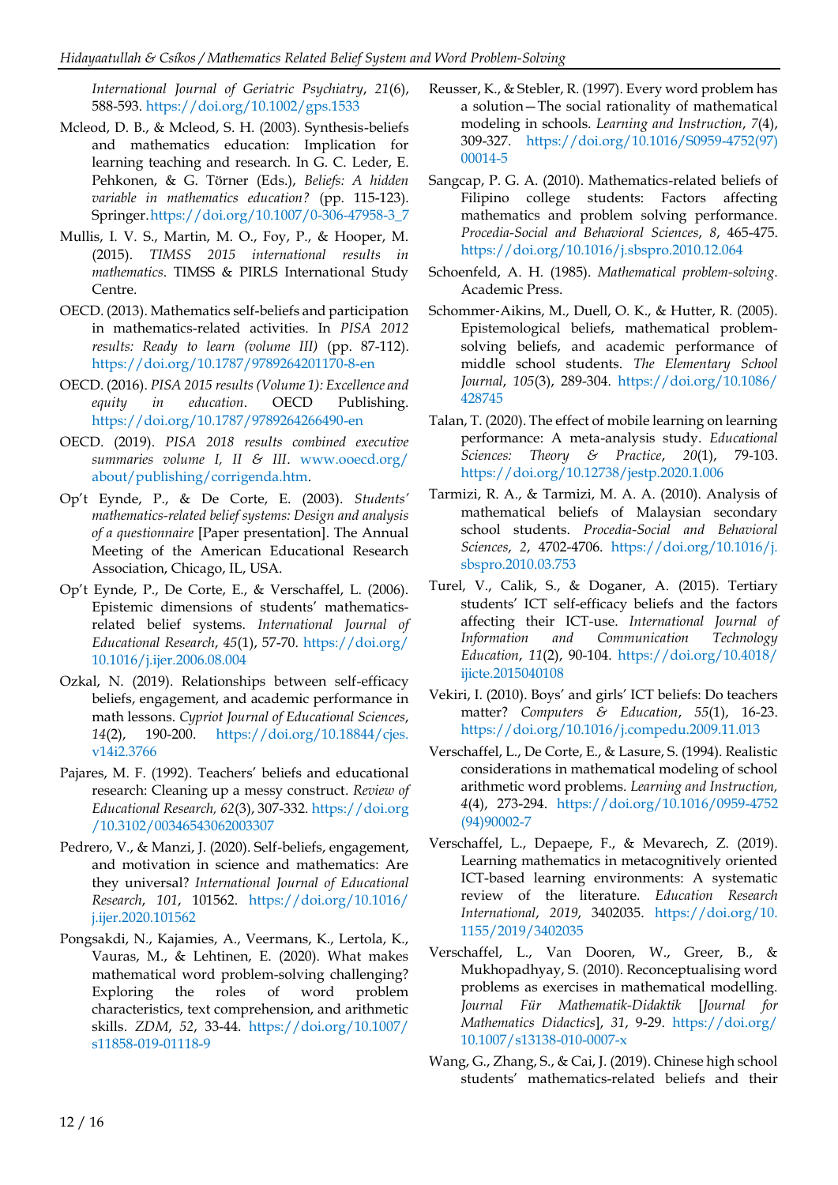*International Journal of Geriatric Psychiatry*, *21*(6), 588-593. https://doi.org/10.1002/gps.1533

Mcleod, D. B., & Mcleod, S. H. (2003). Synthesis-beliefs and mathematics education: Implication for learning teaching and research. In G. C. Leder, E. Pehkonen, & G. Törner (Eds.), *Beliefs: A hidden variable in mathematics education?* (pp. 115-123). Springer. https://doi.org/10.1007/0-306-47958-3_7

Mullis, I. V. S., Martin, M. O., Foy, P., & Hooper, M. (2015). *TIMSS 2015 international results in mathematics*. TIMSS & PIRLS International Study Centre.

OECD. (2013). Mathematics self-beliefs and participation in mathematics-related activities. In *PISA 2012 results: Ready to learn (volume III)* (pp. 87-112). https://doi.org/10.1787/9789264201170-8-en

OECD. (2016). *PISA 2015 results (Volume 1): Excellence and equity in education*. OECD Publishing. https://doi.org/10.1787/9789264266490-en

OECD. (2019). *PISA 2018 results combined executive summaries volume I, II & III*. www.ooecd.org/about/publishing/corrigenda.htm.

Op't Eynde, P., & De Corte, E. (2003). *Students' mathematics-related belief systems: Design and analysis of a questionnaire* [Paper presentation]. The Annual Meeting of the American Educational Research Association, Chicago, IL, USA.

Op't Eynde, P., De Corte, E., & Verschaffel, L. (2006). Epistemic dimensions of students' mathematics-related belief systems. *International Journal of Educational Research*, *45*(1), 57-70. https://doi.org/10.1016/j.ijer.2006.08.004

Ozkal, N. (2019). Relationships between self-efficacy beliefs, engagement, and academic performance in math lessons. *Cypriot Journal of Educational Sciences*, *14*(2), 190-200. https://doi.org/10.18844/cjes.v14i2.3766

Pajares, M. F. (1992). Teachers' beliefs and educational research: Cleaning up a messy construct. *Review of Educational Research, 62*(3), 307-332. https://doi.org/10.3102/00346543062003307

Pedrero, V., & Manzi, J. (2020). Self-beliefs, engagement, and motivation in science and mathematics: Are they universal? *International Journal of Educational Research*, *101*, 101562. https://doi.org/10.1016/j.ijer.2020.101562

Pongsakdi, N., Kajamies, A., Veermans, K., Lertola, K., Vauras, M., & Lehtinen, E. (2020). What makes mathematical word problem-solving challenging? Exploring the roles of word problem characteristics, text comprehension, and arithmetic skills. *ZDM*, *52*, 33-44. https://doi.org/10.1007/s11858-019-01118-9

Reusser, K., & Stebler, R. (1997). Every word problem has a solution—The social rationality of mathematical modeling in schools. *Learning and Instruction*, *7*(4), 309-327. https://doi.org/10.1016/S0959-4752(97)00014-5

Sangcap, P. G. A. (2010). Mathematics-related beliefs of Filipino college students: Factors affecting mathematics and problem solving performance. *Procedia-Social and Behavioral Sciences*, *8*, 465-475. https://doi.org/10.1016/j.sbspro.2010.12.064

Schoenfeld, A. H. (1985). *Mathematical problem-solving*. Academic Press.

Schommer-Aikins, M., Duell, O. K., & Hutter, R. (2005). Epistemological beliefs, mathematical problem-solving beliefs, and academic performance of middle school students. *The Elementary School Journal*, *105*(3), 289-304. https://doi.org/10.1086/428745

Talan, T. (2020). The effect of mobile learning on learning performance: A meta-analysis study. *Educational Sciences: Theory & Practice*, *20*(1), 79-103. https://doi.org/10.12738/jestp.2020.1.006

Tarmizi, R. A., & Tarmizi, M. A. A. (2010). Analysis of mathematical beliefs of Malaysian secondary school students. *Procedia-Social and Behavioral Sciences*, *2*, 4702-4706. https://doi.org/10.1016/j.sbspro.2010.03.753

Turel, V., Calik, S., & Doganer, A. (2015). Tertiary students' ICT self-efficacy beliefs and the factors affecting their ICT-use. *International Journal of Information and Communication Technology Education*, *11*(2), 90-104. https://doi.org/10.4018/ijicte.2015040108

Vekiri, I. (2010). Boys' and girls' ICT beliefs: Do teachers matter? *Computers & Education*, *55*(1), 16-23. https://doi.org/10.1016/j.compedu.2009.11.013

Verschaffel, L., De Corte, E., & Lasure, S. (1994). Realistic considerations in mathematical modeling of school arithmetic word problems. *Learning and Instruction, 4*(4), 273-294. https://doi.org/10.1016/0959-4752(94)90002-7

Verschaffel, L., Depaepe, F., & Mevarech, Z. (2019). Learning mathematics in metacognitively oriented ICT-based learning environments: A systematic review of the literature. *Education Research International*, *2019*, 3402035. https://doi.org/10.1155/2019/3402035

Verschaffel, L., Van Dooren, W., Greer, B., & Mukhopadhyay, S. (2010). Reconceptualising word problems as exercises in mathematical modelling. *Journal Für Mathematik-Didaktik* [*Journal for Mathematics Didactics*], *31*, 9-29. https://doi.org/10.1007/s13138-010-0007-x

Wang, G., Zhang, S., & Cai, J. (2019). Chinese high school students' mathematics-related beliefs and their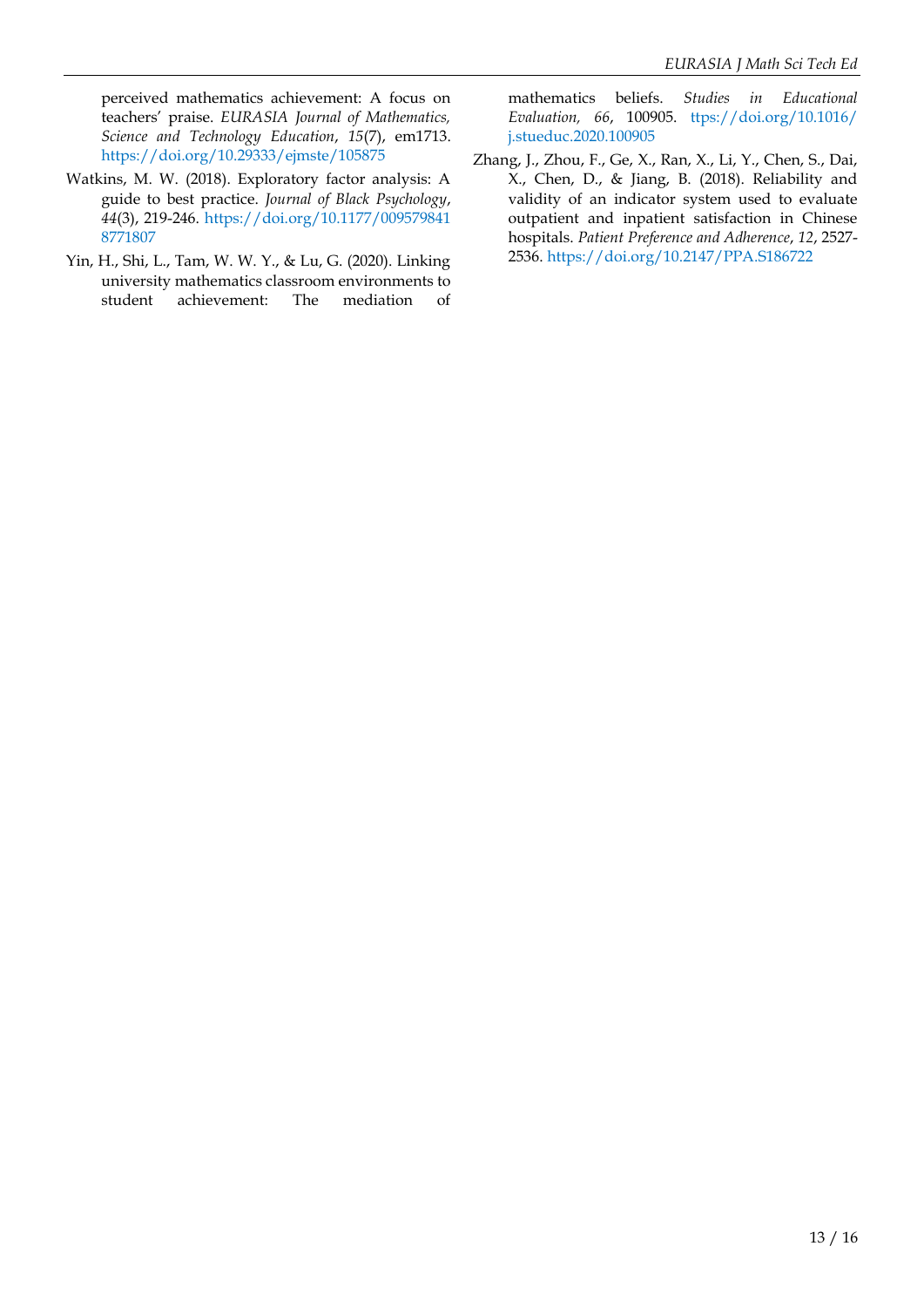perceived mathematics achievement: A focus on teachers' praise. *EURASIA Journal of Mathematics, Science and Technology Education*, *15*(7), em1713. https://doi.org/10.29333/ejmste/105875

Watkins, M. W. (2018). Exploratory factor analysis: A guide to best practice. *Journal of Black Psychology*, *44*(3), 219-246. https://doi.org/10.1177/0095798418771807

Yin, H., Shi, L., Tam, W. W. Y., & Lu, G. (2020). Linking university mathematics classroom environments to student achievement: The mediation of mathematics beliefs. *Studies in Educational Evaluation, 66*, 100905. ttps://doi.org/10.1016/j.stueduc.2020.100905

Zhang, J., Zhou, F., Ge, X., Ran, X., Li, Y., Chen, S., Dai, X., Chen, D., & Jiang, B. (2018). Reliability and validity of an indicator system used to evaluate outpatient and inpatient satisfaction in Chinese hospitals. *Patient Preference and Adherence*, *12*, 2527-2536. https://doi.org/10.2147/PPA.S186722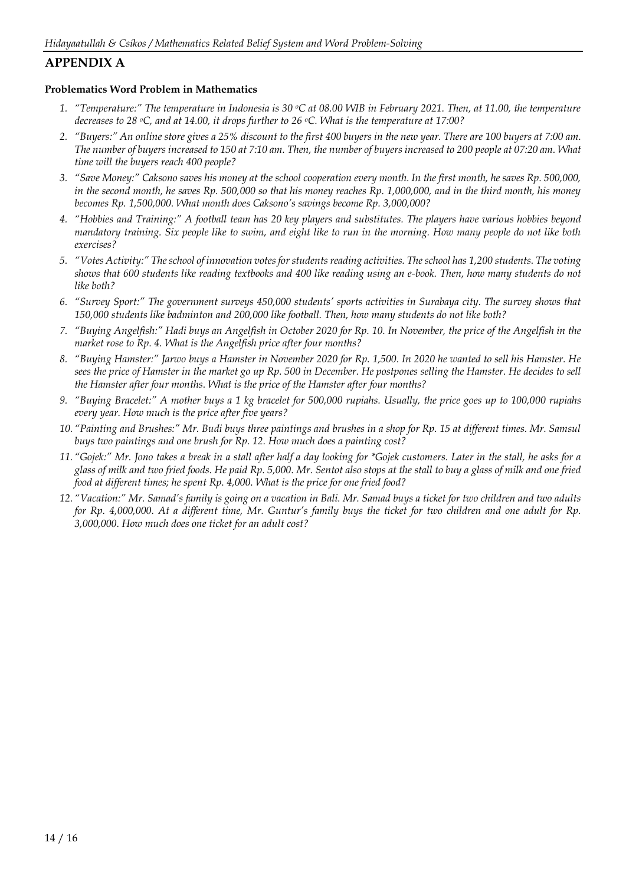## APPENDIX A

**Problematics Word Problem in Mathematics**

1. *"Temperature:" The temperature in Indonesia is 30 °C at 08.00 WIB in February 2021. Then, at 11.00, the temperature decreases to 28 °C, and at 14.00, it drops further to 26 °C. What is the temperature at 17:00?*
2. *"Buyers:" An online store gives a 25% discount to the first 400 buyers in the new year. There are 100 buyers at 7:00 am. The number of buyers increased to 150 at 7:10 am. Then, the number of buyers increased to 200 people at 07:20 am. What time will the buyers reach 400 people?*
3. *"Save Money:" Caksono saves his money at the school cooperation every month. In the first month, he saves Rp. 500,000, in the second month, he saves Rp. 500,000 so that his money reaches Rp. 1,000,000, and in the third month, his money becomes Rp. 1,500,000. What month does Caksono's savings become Rp. 3,000,000?*
4. *"Hobbies and Training:" A football team has 20 key players and substitutes. The players have various hobbies beyond mandatory training. Six people like to swim, and eight like to run in the morning. How many people do not like both exercises?*
5. *"Votes Activity:" The school of innovation votes for students reading activities. The school has 1,200 students. The voting shows that 600 students like reading textbooks and 400 like reading using an e-book. Then, how many students do not like both?*
6. *"Survey Sport:" The government surveys 450,000 students' sports activities in Surabaya city. The survey shows that 150,000 students like badminton and 200,000 like football. Then, how many students do not like both?*
7. *"Buying Angelfish:" Hadi buys an Angelfish in October 2020 for Rp. 10. In November, the price of the Angelfish in the market rose to Rp. 4. What is the Angelfish price after four months?*
8. *"Buying Hamster:" Jarwo buys a Hamster in November 2020 for Rp. 1,500. In 2020 he wanted to sell his Hamster. He sees the price of Hamster in the market go up Rp. 500 in December. He postpones selling the Hamster. He decides to sell the Hamster after four months. What is the price of the Hamster after four months?*
9. *"Buying Bracelet:" A mother buys a 1 kg bracelet for 500,000 rupiahs. Usually, the price goes up to 100,000 rupiahs every year. How much is the price after five years?*
10. *"Painting and Brushes:" Mr. Budi buys three paintings and brushes in a shop for Rp. 15 at different times. Mr. Samsul buys two paintings and one brush for Rp. 12. How much does a painting cost?*
11. *"Gojek:" Mr. Jono takes a break in a stall after half a day looking for *Gojek customers. Later in the stall, he asks for a glass of milk and two fried foods. He paid Rp. 5,000. Mr. Sentot also stops at the stall to buy a glass of milk and one fried food at different times; he spent Rp. 4,000. What is the price for one fried food?*
12. *"Vacation:" Mr. Samad's family is going on a vacation in Bali. Mr. Samad buys a ticket for two children and two adults for Rp. 4,000,000. At a different time, Mr. Guntur's family buys the ticket for two children and one adult for Rp. 3,000,000. How much does one ticket for an adult cost?*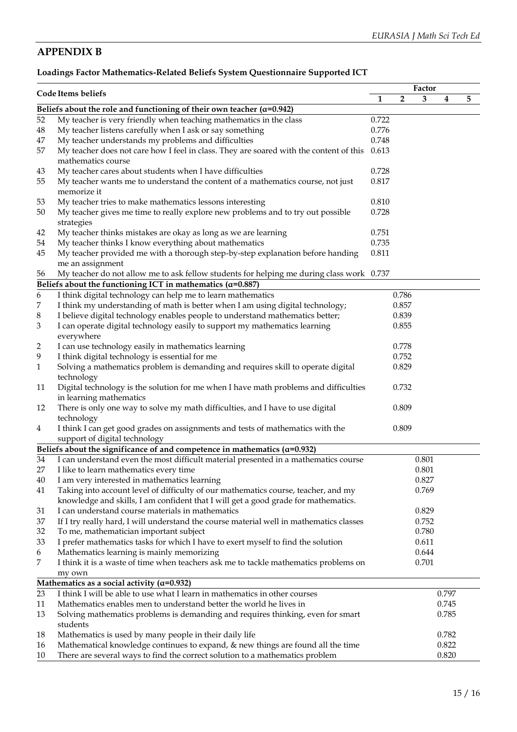## APPENDIX B

**Loadings Factor Mathematics-Related Beliefs System Questionnaire Supported ICT**

| Code | Items beliefs | Factor | | | | |
|---|---|---|---|---|---|---|
| | | 1 | 2 | 3 | 4 | 5 |
| **Beliefs about the role and functioning of their own teacher (α=0.942)** | | | | | | |
| 52 | My teacher is very friendly when teaching mathematics in the class | 0.722 | | | | |
| 48 | My teacher listens carefully when I ask or say something | 0.776 | | | | |
| 47 | My teacher understands my problems and difficulties | 0.748 | | | | |
| 57 | My teacher does not care how I feel in class. They are soared with the content of this mathematics course | 0.613 | | | | |
| 43 | My teacher cares about students when I have difficulties | 0.728 | | | | |
| 55 | My teacher wants me to understand the content of a mathematics course, not just memorize it | 0.817 | | | | |
| 53 | My teacher tries to make mathematics lessons interesting | 0.810 | | | | |
| 50 | My teacher gives me time to really explore new problems and to try out possible strategies | 0.728 | | | | |
| 42 | My teacher thinks mistakes are okay as long as we are learning | 0.751 | | | | |
| 54 | My teacher thinks I know everything about mathematics | 0.735 | | | | |
| 45 | My teacher provided me with a thorough step-by-step explanation before handing me an assignment | 0.811 | | | | |
| 56 | My teacher do not allow me to ask fellow students for helping me during class work | 0.737 | | | | |
| **Beliefs about the functioning ICT in mathematics (α=0.887)** | | | | | | |
| 6 | I think digital technology can help me to learn mathematics | | 0.786 | | | |
| 7 | I think my understanding of math is better when I am using digital technology; | | 0.857 | | | |
| 8 | I believe digital technology enables people to understand mathematics better; | | 0.839 | | | |
| 3 | I can operate digital technology easily to support my mathematics learning everywhere | | 0.855 | | | |
| 2 | I can use technology easily in mathematics learning | | 0.778 | | | |
| 9 | I think digital technology is essential for me | | 0.752 | | | |
| 1 | Solving a mathematics problem is demanding and requires skill to operate digital technology | | 0.829 | | | |
| 11 | Digital technology is the solution for me when I have math problems and difficulties in learning mathematics | | 0.732 | | | |
| 12 | There is only one way to solve my math difficulties, and I have to use digital technology | | 0.809 | | | |
| 4 | I think I can get good grades on assignments and tests of mathematics with the support of digital technology | | 0.809 | | | |
| **Beliefs about the significance of and competence in mathematics (α=0.932)** | | | | | | |
| 34 | I can understand even the most difficult material presented in a mathematics course | | | 0.801 | | |
| 27 | I like to learn mathematics every time | | | 0.801 | | |
| 40 | I am very interested in mathematics learning | | | 0.827 | | |
| 41 | Taking into account level of difficulty of our mathematics course, teacher, and my knowledge and skills, I am confident that I will get a good grade for mathematics. | | | 0.769 | | |
| 31 | I can understand course materials in mathematics | | | 0.829 | | |
| 37 | If I try really hard, I will understand the course material well in mathematics classes | | | 0.752 | | |
| 32 | To me, mathematician important subject | | | 0.780 | | |
| 33 | I prefer mathematics tasks for which I have to exert myself to find the solution | | | 0.611 | | |
| 6 | Mathematics learning is mainly memorizing | | | 0.644 | | |
| 7 | I think it is a waste of time when teachers ask me to tackle mathematics problems on my own | | | 0.701 | | |
| **Mathematics as a social activity (α=0.932)** | | | | | | |
| 23 | I think I will be able to use what I learn in mathematics in other courses | | | | 0.797 | |
| 11 | Mathematics enables men to understand better the world he lives in | | | | 0.745 | |
| 13 | Solving mathematics problems is demanding and requires thinking, even for smart students | | | | 0.785 | |
| 18 | Mathematics is used by many people in their daily life | | | | 0.782 | |
| 16 | Mathematical knowledge continues to expand, & new things are found all the time | | | | 0.822 | |
| 10 | There are several ways to find the correct solution to a mathematics problem | | | | 0.820 | |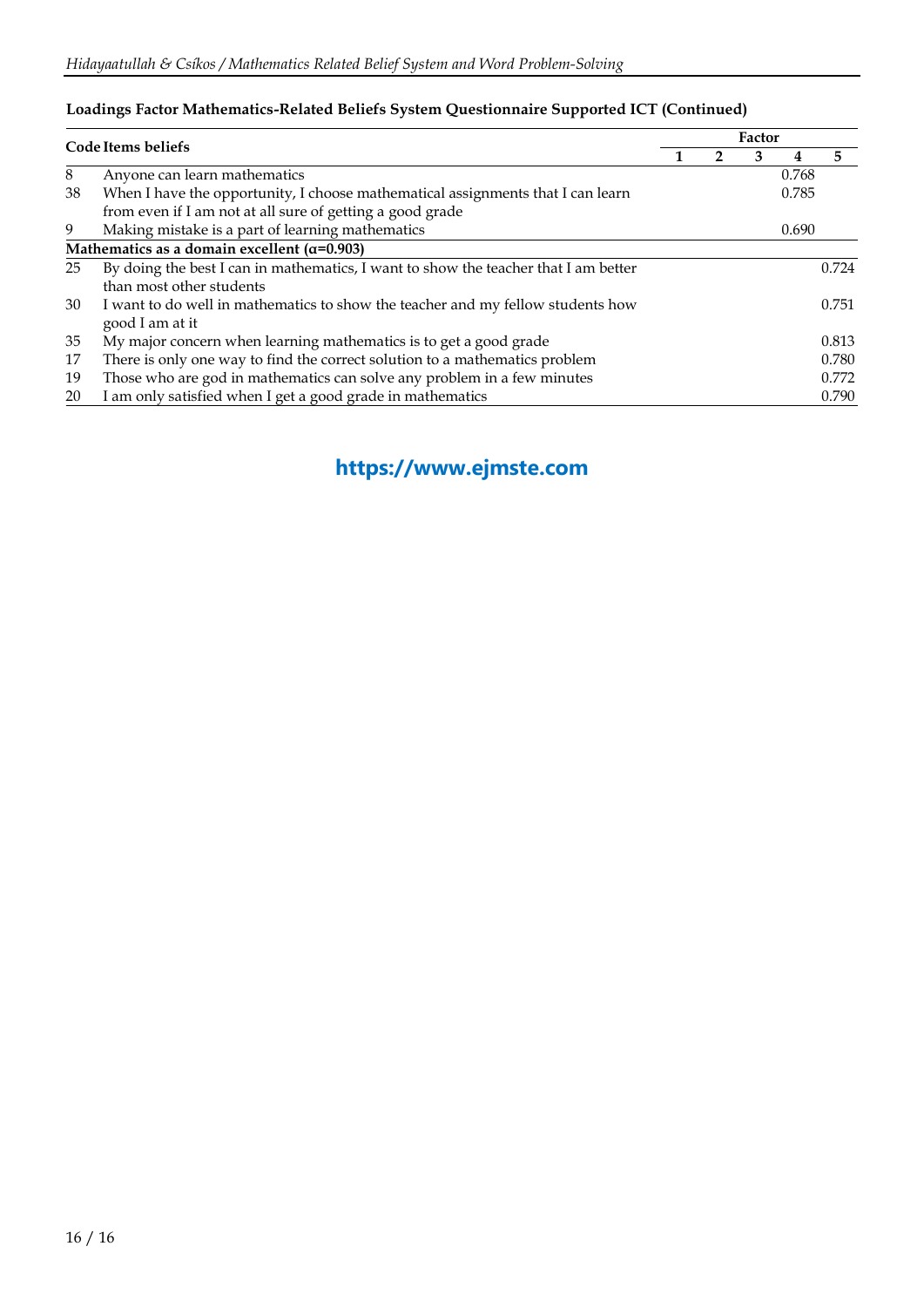**Loadings Factor Mathematics-Related Beliefs System Questionnaire Supported ICT (Continued)**

| Code | Items beliefs | Factor | | | | |
|---|---|---|---|---|---|---|
| | | 1 | 2 | 3 | 4 | 5 |
| 8 | Anyone can learn mathematics | | | | 0.768 | |
| 38 | When I have the opportunity, I choose mathematical assignments that I can learn from even if I am not at all sure of getting a good grade | | | | 0.785 | |
| 9 | Making mistake is a part of learning mathematics | | | | 0.690 | |
| **Mathematics as a domain excellent (α=0.903)** | | | | | | |
| 25 | By doing the best I can in mathematics, I want to show the teacher that I am better than most other students | | | | | 0.724 |
| 30 | I want to do well in mathematics to show the teacher and my fellow students how good I am at it | | | | | 0.751 |
| 35 | My major concern when learning mathematics is to get a good grade | | | | | 0.813 |
| 17 | There is only one way to find the correct solution to a mathematics problem | | | | | 0.780 |
| 19 | Those who are god in mathematics can solve any problem in a few minutes | | | | | 0.772 |
| 20 | I am only satisfied when I get a good grade in mathematics | | | | | 0.790 |

**https://www.ejmste.com**